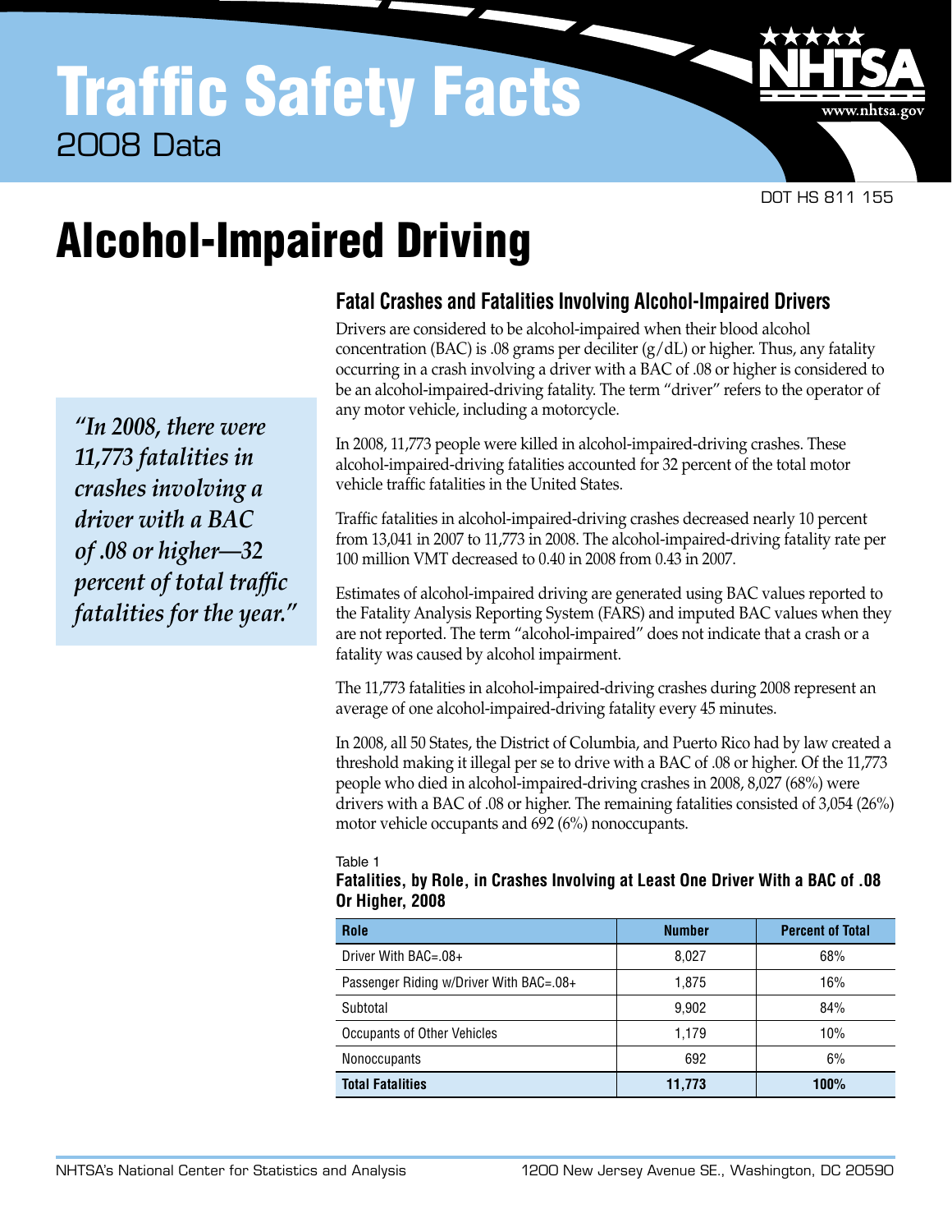# Traffic Safety Facts

2008 Data

DOT HS 811 155

# Alcohol-Impaired Driving

*"In 2008, there were 11,773 fatalities in crashes involving a driver with a BAC of .08 or higher—32 percent of total traffic fatalities for the year."*

## Fatal Crashes and Fatalities Involving Alcohol-Impaired Drivers

Drivers are considered to be alcohol-impaired when their blood alcohol concentration (BAC) is .08 grams per deciliter (g/dL) or higher. Thus, any fatality occurring in a crash involving a driver with a BAC of .08 or higher is considered to be an alcohol-impaired-driving fatality. The term "driver" refers to the operator of any motor vehicle, including a motorcycle.

In 2008, 11,773 people were killed in alcohol-impaired-driving crashes. These alcohol-impaired-driving fatalities accounted for 32 percent of the total motor vehicle traffic fatalities in the United States.

Traffic fatalities in alcohol-impaired-driving crashes decreased nearly 10 percent from 13,041 in 2007 to 11,773 in 2008. The alcohol-impaired-driving fatality rate per 100 million VMT decreased to 0.40 in 2008 from 0.43 in 2007.

Estimates of alcohol-impaired driving are generated using BAC values reported to the Fatality Analysis Reporting System (FARS) and imputed BAC values when they are not reported. The term "alcohol-impaired" does not indicate that a crash or a fatality was caused by alcohol impairment.

The 11,773 fatalities in alcohol-impaired-driving crashes during 2008 represent an average of one alcohol-impaired-driving fatality every 45 minutes.

In 2008, all 50 States, the District of Columbia, and Puerto Rico had by law created a threshold making it illegal per se to drive with a BAC of .08 or higher. Of the 11,773 people who died in alcohol-impaired-driving crashes in 2008, 8,027 (68%) were drivers with a BAC of .08 or higher. The remaining fatalities consisted of 3,054 (26%) motor vehicle occupants and 692 (6%) nonoccupants.

Table 1

**Fatalities, by Role, in Crashes Involving at Least One Driver With a BAC of .08 Or Higher, 2008**

| Role | Number | Percent of Total |
|---|---|---|
| Driver With BAC=.08+ | 8,027 | 68% |
| Passenger Riding w/Driver With BAC=.08+ | 1,875 | 16% |
| Subtotal | 9,902 | 84% |
| Occupants of Other Vehicles | 1,179 | 10% |
| Nonoccupants | 692 | 6% |
| **Total Fatalities** | **11,773** | **100%** |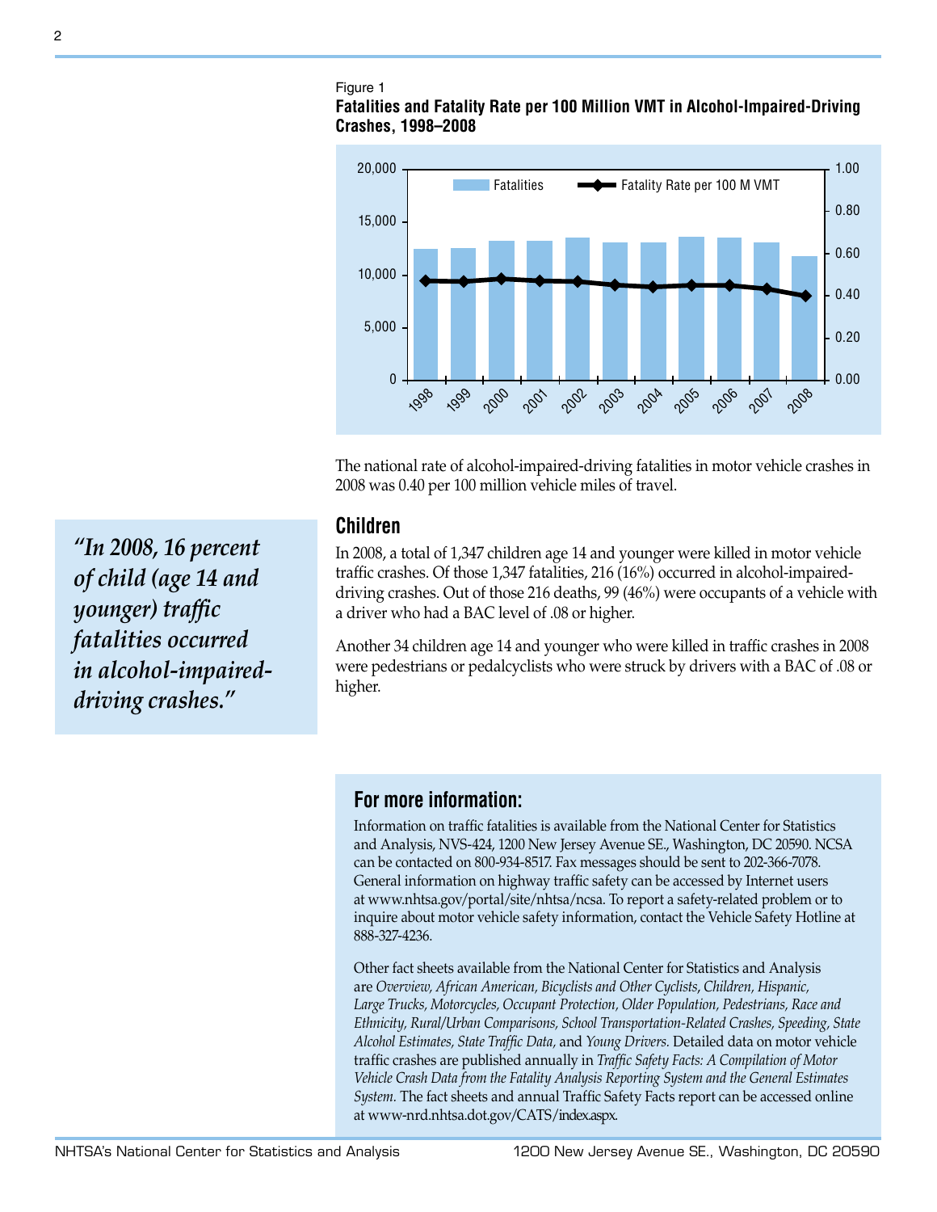Figure 1

**Fatalities and Fatality Rate per 100 Million VMT in Alcohol-Impaired-Driving Crashes, 1998–2008**

The national rate of alcohol-impaired-driving fatalities in motor vehicle crashes in 2008 was 0.40 per 100 million vehicle miles of travel.

## Children

In 2008, a total of 1,347 children age 14 and younger were killed in motor vehicle traffic crashes. Of those 1,347 fatalities, 216 (16%) occurred in alcohol-impaired-driving crashes. Out of those 216 deaths, 99 (46%) were occupants of a vehicle with a driver who had a BAC level of .08 or higher.

Another 34 children age 14 and younger who were killed in traffic crashes in 2008 were pedestrians or pedalcyclists who were struck by drivers with a BAC of .08 or higher.

> ***"In 2008, 16 percent of child (age 14 and younger) traffic fatalities occurred in alcohol-impaired-driving crashes."***

## For more information:

Information on traffic fatalities is available from the National Center for Statistics and Analysis, NVS-424, 1200 New Jersey Avenue SE., Washington, DC 20590. NCSA can be contacted on 800-934-8517. Fax messages should be sent to 202-366-7078. General information on highway traffic safety can be accessed by Internet users at www.nhtsa.gov/portal/site/nhtsa/ncsa. To report a safety-related problem or to inquire about motor vehicle safety information, contact the Vehicle Safety Hotline at 888-327-4236.

Other fact sheets available from the National Center for Statistics and Analysis are *Overview, African American, Bicyclists and Other Cyclists, Children, Hispanic, Large Trucks, Motorcycles, Occupant Protection, Older Population, Pedestrians, Race and Ethnicity, Rural/Urban Comparisons, School Transportation-Related Crashes, Speeding, State Alcohol Estimates, State Traffic Data,* and *Young Drivers.* Detailed data on motor vehicle traffic crashes are published annually in *Traffic Safety Facts: A Compilation of Motor Vehicle Crash Data from the Fatality Analysis Reporting System and the General Estimates System.* The fact sheets and annual Traffic Safety Facts report can be accessed online at www-nrd.nhtsa.dot.gov/CATS/index.aspx.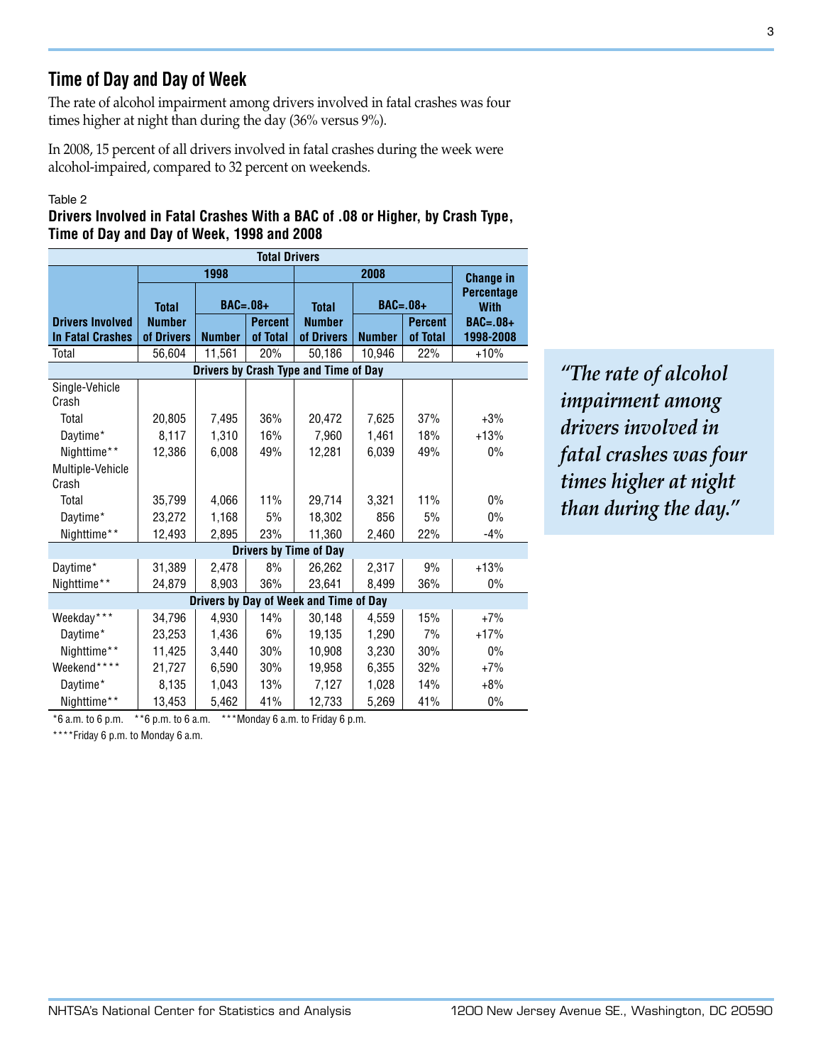## Time of Day and Day of Week

The rate of alcohol impairment among drivers involved in fatal crashes was four times higher at night than during the day (36% versus 9%).

In 2008, 15 percent of all drivers involved in fatal crashes during the week were alcohol-impaired, compared to 32 percent on weekends.

Table 2

**Drivers Involved in Fatal Crashes With a BAC of .08 or Higher, by Crash Type, Time of Day and Day of Week, 1998 and 2008**

| Total Drivers | | | | | | | |
|---|---|---|---|---|---|---|---|
| | 1998 | | | 2008 | | | Change in Percentage With BAC=.08+ 1998-2008 |
| | Total Number of Drivers | BAC=.08+ | | Total Number of Drivers | BAC=.08+ | | |
| **Drivers Involved In Fatal Crashes** | | **Number** | **Percent of Total** | | **Number** | **Percent of Total** | |
| Total | 56,604 | 11,561 | 20% | 50,186 | 10,946 | 22% | +10% |
| **Drivers by Crash Type and Time of Day** | | | | | | | |
| Single-Vehicle Crash | | | | | | | |
| Total | 20,805 | 7,495 | 36% | 20,472 | 7,625 | 37% | +3% |
| Daytime* | 8,117 | 1,310 | 16% | 7,960 | 1,461 | 18% | +13% |
| Nighttime** | 12,386 | 6,008 | 49% | 12,281 | 6,039 | 49% | 0% |
| Multiple-Vehicle Crash | | | | | | | |
| Total | 35,799 | 4,066 | 11% | 29,714 | 3,321 | 11% | 0% |
| Daytime* | 23,272 | 1,168 | 5% | 18,302 | 856 | 5% | 0% |
| Nighttime** | 12,493 | 2,895 | 23% | 11,360 | 2,460 | 22% | -4% |
| **Drivers by Time of Day** | | | | | | | |
| Daytime* | 31,389 | 2,478 | 8% | 26,262 | 2,317 | 9% | +13% |
| Nighttime** | 24,879 | 8,903 | 36% | 23,641 | 8,499 | 36% | 0% |
| **Drivers by Day of Week and Time of Day** | | | | | | | |
| Weekday*** | 34,796 | 4,930 | 14% | 30,148 | 4,559 | 15% | +7% |
| Daytime* | 23,253 | 1,436 | 6% | 19,135 | 1,290 | 7% | +17% |
| Nighttime** | 11,425 | 3,440 | 30% | 10,908 | 3,230 | 30% | 0% |
| Weekend**** | 21,727 | 6,590 | 30% | 19,958 | 6,355 | 32% | +7% |
| Daytime* | 8,135 | 1,043 | 13% | 7,127 | 1,028 | 14% | +8% |
| Nighttime** | 13,453 | 5,462 | 41% | 12,733 | 5,269 | 41% | 0% |

*6 a.m. to 6 p.m. **6 p.m. to 6 a.m. ***Monday 6 a.m. to Friday 6 p.m.

****Friday 6 p.m. to Monday 6 a.m.

*"The rate of alcohol impairment among drivers involved in fatal crashes was four times higher at night than during the day."*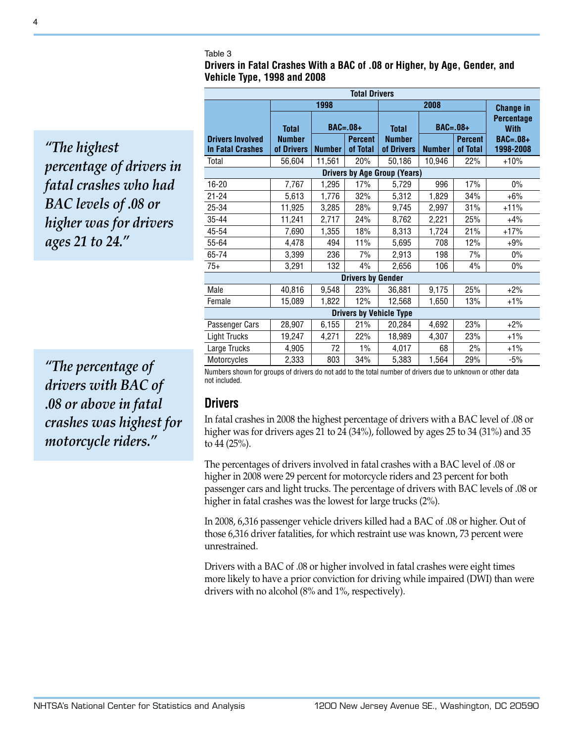> *"The highest percentage of drivers in fatal crashes who had BAC levels of .08 or higher was for drivers ages 21 to 24."*

> *"The percentage of drivers with BAC of .08 or above in fatal crashes was highest for motorcycle riders."*

Table 3

**Drivers in Fatal Crashes With a BAC of .08 or Higher, by Age, Gender, and Vehicle Type, 1998 and 2008**

| Total Drivers | | | | | | | |
|---|---|---|---|---|---|---|---|
| | 1998 | | | 2008 | | | Change in Percentage With BAC=.08+ 1998-2008 |
| | Total | BAC=.08+ | | Total | BAC=.08+ | | |
| Drivers Involved In Fatal Crashes | Number of Drivers | Number | Percent of Total | Number of Drivers | Number | Percent of Total | |
| Total | 56,604 | 11,561 | 20% | 50,186 | 10,946 | 22% | +10% |
| **Drivers by Age Group (Years)** | | | | | | | |
| 16-20 | 7,767 | 1,295 | 17% | 5,729 | 996 | 17% | 0% |
| 21-24 | 5,613 | 1,776 | 32% | 5,312 | 1,829 | 34% | +6% |
| 25-34 | 11,925 | 3,285 | 28% | 9,745 | 2,997 | 31% | +11% |
| 35-44 | 11,241 | 2,717 | 24% | 8,762 | 2,221 | 25% | +4% |
| 45-54 | 7,690 | 1,355 | 18% | 8,313 | 1,724 | 21% | +17% |
| 55-64 | 4,478 | 494 | 11% | 5,695 | 708 | 12% | +9% |
| 65-74 | 3,399 | 236 | 7% | 2,913 | 198 | 7% | 0% |
| 75+ | 3,291 | 132 | 4% | 2,656 | 106 | 4% | 0% |
| **Drivers by Gender** | | | | | | | |
| Male | 40,816 | 9,548 | 23% | 36,881 | 9,175 | 25% | +2% |
| Female | 15,089 | 1,822 | 12% | 12,568 | 1,650 | 13% | +1% |
| **Drivers by Vehicle Type** | | | | | | | |
| Passenger Cars | 28,907 | 6,155 | 21% | 20,284 | 4,692 | 23% | +2% |
| Light Trucks | 19,247 | 4,271 | 22% | 18,989 | 4,307 | 23% | +1% |
| Large Trucks | 4,905 | 72 | 1% | 4,017 | 68 | 2% | +1% |
| Motorcycles | 2,333 | 803 | 34% | 5,383 | 1,564 | 29% | -5% |

Numbers shown for groups of drivers do not add to the total number of drivers due to unknown or other data not included.

## Drivers

In fatal crashes in 2008 the highest percentage of drivers with a BAC level of .08 or higher was for drivers ages 21 to 24 (34%), followed by ages 25 to 34 (31%) and 35 to 44 (25%).

The percentages of drivers involved in fatal crashes with a BAC level of .08 or higher in 2008 were 29 percent for motorcycle riders and 23 percent for both passenger cars and light trucks. The percentage of drivers with BAC levels of .08 or higher in fatal crashes was the lowest for large trucks (2%).

In 2008, 6,316 passenger vehicle drivers killed had a BAC of .08 or higher. Out of those 6,316 driver fatalities, for which restraint use was known, 73 percent were unrestrained.

Drivers with a BAC of .08 or higher involved in fatal crashes were eight times more likely to have a prior conviction for driving while impaired (DWI) than were drivers with no alcohol (8% and 1%, respectively).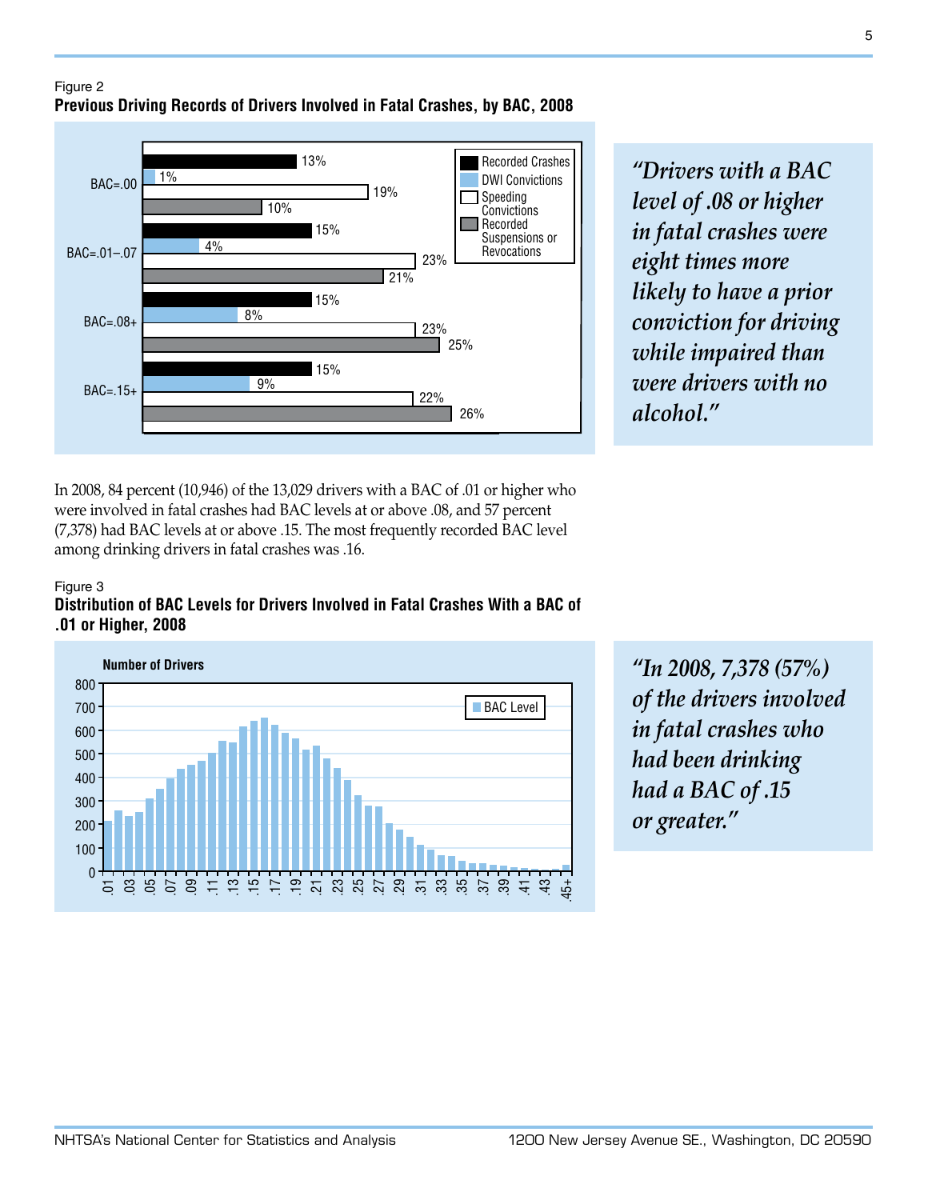Figure 2
**Previous Driving Records of Drivers Involved in Fatal Crashes, by BAC, 2008**

| | Recorded Crashes | DWI Convictions | Speeding Convictions | Recorded Suspensions or Revocations |
|---|---|---|---|---|
| BAC=.00 | 13% | 1% | 19% | 10% |
| BAC=.01–.07 | 15% | 4% | 23% | 21% |
| BAC=.08+ | 15% | 8% | 23% | 25% |
| BAC=.15+ | 15% | 9% | 22% | 26% |

*"Drivers with a BAC level of .08 or higher in fatal crashes were eight times more likely to have a prior conviction for driving while impaired than were drivers with no alcohol."*

In 2008, 84 percent (10,946) of the 13,029 drivers with a BAC of .01 or higher who were involved in fatal crashes had BAC levels at or above .08, and 57 percent (7,378) had BAC levels at or above .15. The most frequently recorded BAC level among drinking drivers in fatal crashes was .16.

Figure 3
**Distribution of BAC Levels for Drivers Involved in Fatal Crashes With a BAC of .01 or Higher, 2008**

*"In 2008, 7,378 (57%) of the drivers involved in fatal crashes who had been drinking had a BAC of .15 or greater."*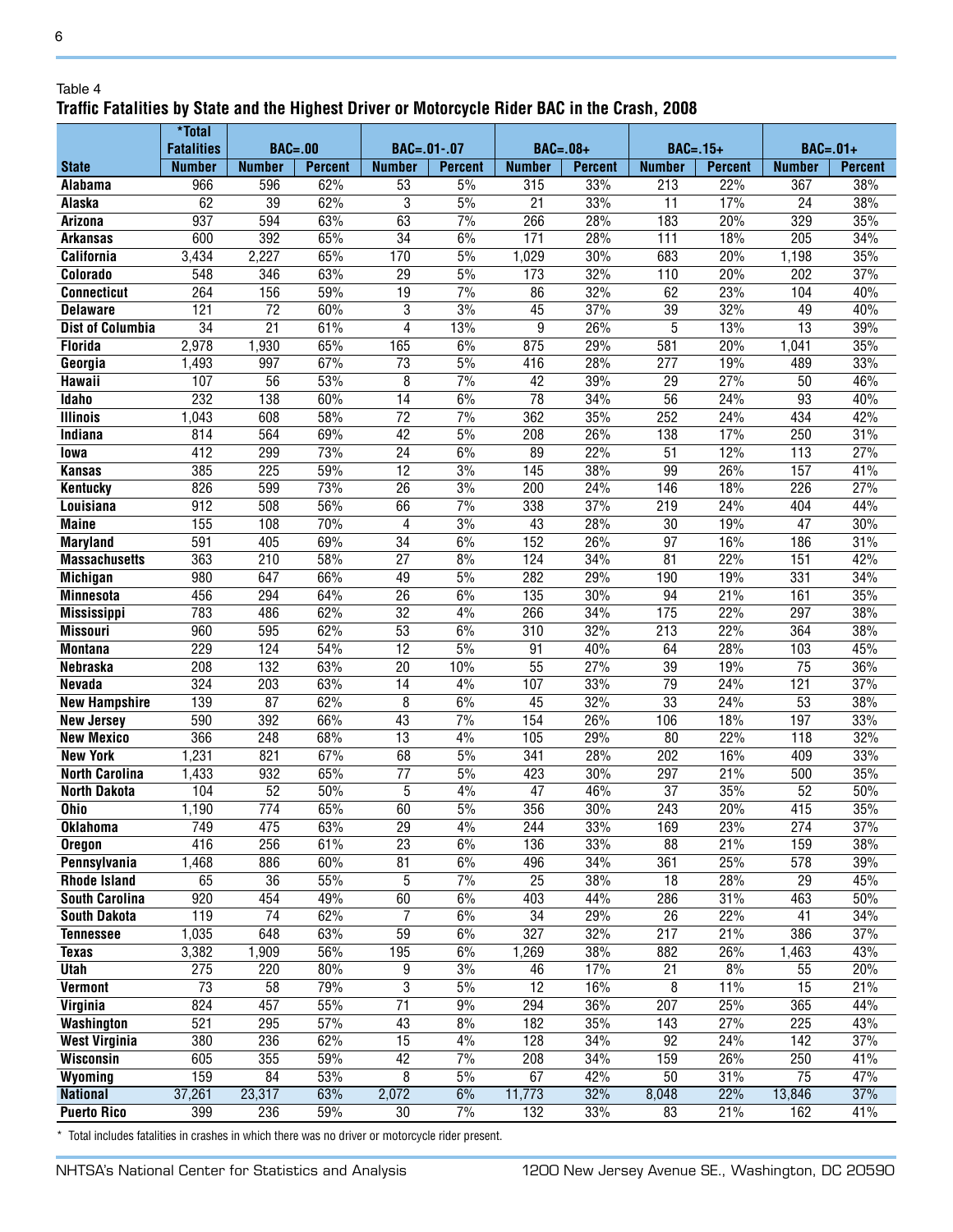Table 4

**Traffic Fatalities by State and the Highest Driver or Motorcycle Rider BAC in the Crash, 2008**

| | *Total Fatalities | BAC=.00 | | BAC=.01-.07 | | BAC=.08+ | | BAC=.15+ | | BAC=.01+ | |
|---|---|---|---|---|---|---|---|---|---|---|---|
| **State** | **Number** | **Number** | **Percent** | **Number** | **Percent** | **Number** | **Percent** | **Number** | **Percent** | **Number** | **Percent** |
| **Alabama** | 966 | 596 | 62% | 53 | 5% | 315 | 33% | 213 | 22% | 367 | 38% |
| **Alaska** | 62 | 39 | 62% | 3 | 5% | 21 | 33% | 11 | 17% | 24 | 38% |
| **Arizona** | 937 | 594 | 63% | 63 | 7% | 266 | 28% | 183 | 20% | 329 | 35% |
| **Arkansas** | 600 | 392 | 65% | 34 | 6% | 171 | 28% | 111 | 18% | 205 | 34% |
| **California** | 3,434 | 2,227 | 65% | 170 | 5% | 1,029 | 30% | 683 | 20% | 1,198 | 35% |
| **Colorado** | 548 | 346 | 63% | 29 | 5% | 173 | 32% | 110 | 20% | 202 | 37% |
| **Connecticut** | 264 | 156 | 59% | 19 | 7% | 86 | 32% | 62 | 23% | 104 | 40% |
| **Delaware** | 121 | 72 | 60% | 3 | 3% | 45 | 37% | 39 | 32% | 49 | 40% |
| **Dist of Columbia** | 34 | 21 | 61% | 4 | 13% | 9 | 26% | 5 | 13% | 13 | 39% |
| **Florida** | 2,978 | 1,930 | 65% | 165 | 6% | 875 | 29% | 581 | 20% | 1,041 | 35% |
| **Georgia** | 1,493 | 997 | 67% | 73 | 5% | 416 | 28% | 277 | 19% | 489 | 33% |
| **Hawaii** | 107 | 56 | 53% | 8 | 7% | 42 | 39% | 29 | 27% | 50 | 46% |
| **Idaho** | 232 | 138 | 60% | 14 | 6% | 78 | 34% | 56 | 24% | 93 | 40% |
| **Illinois** | 1,043 | 608 | 58% | 72 | 7% | 362 | 35% | 252 | 24% | 434 | 42% |
| **Indiana** | 814 | 564 | 69% | 42 | 5% | 208 | 26% | 138 | 17% | 250 | 31% |
| **Iowa** | 412 | 299 | 73% | 24 | 6% | 89 | 22% | 51 | 12% | 113 | 27% |
| **Kansas** | 385 | 225 | 59% | 12 | 3% | 145 | 38% | 99 | 26% | 157 | 41% |
| **Kentucky** | 826 | 599 | 73% | 26 | 3% | 200 | 24% | 146 | 18% | 226 | 27% |
| **Louisiana** | 912 | 508 | 56% | 66 | 7% | 338 | 37% | 219 | 24% | 404 | 44% |
| **Maine** | 155 | 108 | 70% | 4 | 3% | 43 | 28% | 30 | 19% | 47 | 30% |
| **Maryland** | 591 | 405 | 69% | 34 | 6% | 152 | 26% | 97 | 16% | 186 | 31% |
| **Massachusetts** | 363 | 210 | 58% | 27 | 8% | 124 | 34% | 81 | 22% | 151 | 42% |
| **Michigan** | 980 | 647 | 66% | 49 | 5% | 282 | 29% | 190 | 19% | 331 | 34% |
| **Minnesota** | 456 | 294 | 64% | 26 | 6% | 135 | 30% | 94 | 21% | 161 | 35% |
| **Mississippi** | 783 | 486 | 62% | 32 | 4% | 266 | 34% | 175 | 22% | 297 | 38% |
| **Missouri** | 960 | 595 | 62% | 53 | 6% | 310 | 32% | 213 | 22% | 364 | 38% |
| **Montana** | 229 | 124 | 54% | 12 | 5% | 91 | 40% | 64 | 28% | 103 | 45% |
| **Nebraska** | 208 | 132 | 63% | 20 | 10% | 55 | 27% | 39 | 19% | 75 | 36% |
| **Nevada** | 324 | 203 | 63% | 14 | 4% | 107 | 33% | 79 | 24% | 121 | 37% |
| **New Hampshire** | 139 | 87 | 62% | 8 | 6% | 45 | 32% | 33 | 24% | 53 | 38% |
| **New Jersey** | 590 | 392 | 66% | 43 | 7% | 154 | 26% | 106 | 18% | 197 | 33% |
| **New Mexico** | 366 | 248 | 68% | 13 | 4% | 105 | 29% | 80 | 22% | 118 | 32% |
| **New York** | 1,231 | 821 | 67% | 68 | 5% | 341 | 28% | 202 | 16% | 409 | 33% |
| **North Carolina** | 1,433 | 932 | 65% | 77 | 5% | 423 | 30% | 297 | 21% | 500 | 35% |
| **North Dakota** | 104 | 52 | 50% | 5 | 4% | 47 | 46% | 37 | 35% | 52 | 50% |
| **Ohio** | 1,190 | 774 | 65% | 60 | 5% | 356 | 30% | 243 | 20% | 415 | 35% |
| **Oklahoma** | 749 | 475 | 63% | 29 | 4% | 244 | 33% | 169 | 23% | 274 | 37% |
| **Oregon** | 416 | 256 | 61% | 23 | 6% | 136 | 33% | 88 | 21% | 159 | 38% |
| **Pennsylvania** | 1,468 | 886 | 60% | 81 | 6% | 496 | 34% | 361 | 25% | 578 | 39% |
| **Rhode Island** | 65 | 36 | 55% | 5 | 7% | 25 | 38% | 18 | 28% | 29 | 45% |
| **South Carolina** | 920 | 454 | 49% | 60 | 6% | 403 | 44% | 286 | 31% | 463 | 50% |
| **South Dakota** | 119 | 74 | 62% | 7 | 6% | 34 | 29% | 26 | 22% | 41 | 34% |
| **Tennessee** | 1,035 | 648 | 63% | 59 | 6% | 327 | 32% | 217 | 21% | 386 | 37% |
| **Texas** | 3,382 | 1,909 | 56% | 195 | 6% | 1,269 | 38% | 882 | 26% | 1,463 | 43% |
| **Utah** | 275 | 220 | 80% | 9 | 3% | 46 | 17% | 21 | 8% | 55 | 20% |
| **Vermont** | 73 | 58 | 79% | 3 | 5% | 12 | 16% | 8 | 11% | 15 | 21% |
| **Virginia** | 824 | 457 | 55% | 71 | 9% | 294 | 36% | 207 | 25% | 365 | 44% |
| **Washington** | 521 | 295 | 57% | 43 | 8% | 182 | 35% | 143 | 27% | 225 | 43% |
| **West Virginia** | 380 | 236 | 62% | 15 | 4% | 128 | 34% | 92 | 24% | 142 | 37% |
| **Wisconsin** | 605 | 355 | 59% | 42 | 7% | 208 | 34% | 159 | 26% | 250 | 41% |
| **Wyoming** | 159 | 84 | 53% | 8 | 5% | 67 | 42% | 50 | 31% | 75 | 47% |
| **National** | 37,261 | 23,317 | 63% | 2,072 | 6% | 11,773 | 32% | 8,048 | 22% | 13,846 | 37% |
| **Puerto Rico** | 399 | 236 | 59% | 30 | 7% | 132 | 33% | 83 | 21% | 162 | 41% |

\* Total includes fatalities in crashes in which there was no driver or motorcycle rider present.

NHTSA's National Center for Statistics and Analysis    1200 New Jersey Avenue SE., Washington, DC 20590